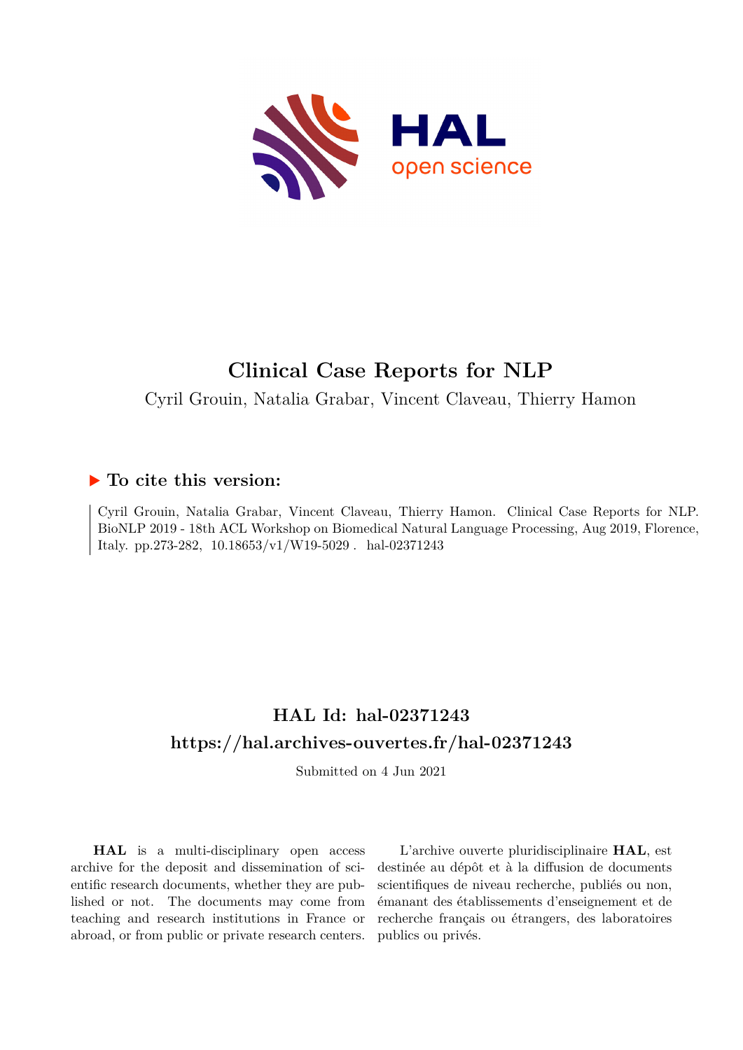# Clinical Case Reports for NLP

Cyril Grouin, Natalia Grabar, Vincent Claveau, Thierry Hamon

## ▶ To cite this version:

Cyril Grouin, Natalia Grabar, Vincent Claveau, Thierry Hamon. Clinical Case Reports for NLP. BioNLP 2019 - 18th ACL Workshop on Biomedical Natural Language Processing, Aug 2019, Florence, Italy. pp.273-282, 10.18653/v1/W19-5029. hal-02371243

## HAL Id: hal-02371243
## https://hal.archives-ouvertes.fr/hal-02371243

Submitted on 4 Jun 2021

**HAL** is a multi-disciplinary open access archive for the deposit and dissemination of scientific research documents, whether they are published or not. The documents may come from teaching and research institutions in France or abroad, or from public or private research centers.

L'archive ouverte pluridisciplinaire **HAL**, est destinée au dépôt et à la diffusion de documents scientifiques de niveau recherche, publiés ou non, émanant des établissements d'enseignement et de recherche français ou étrangers, des laboratoires publics ou privés.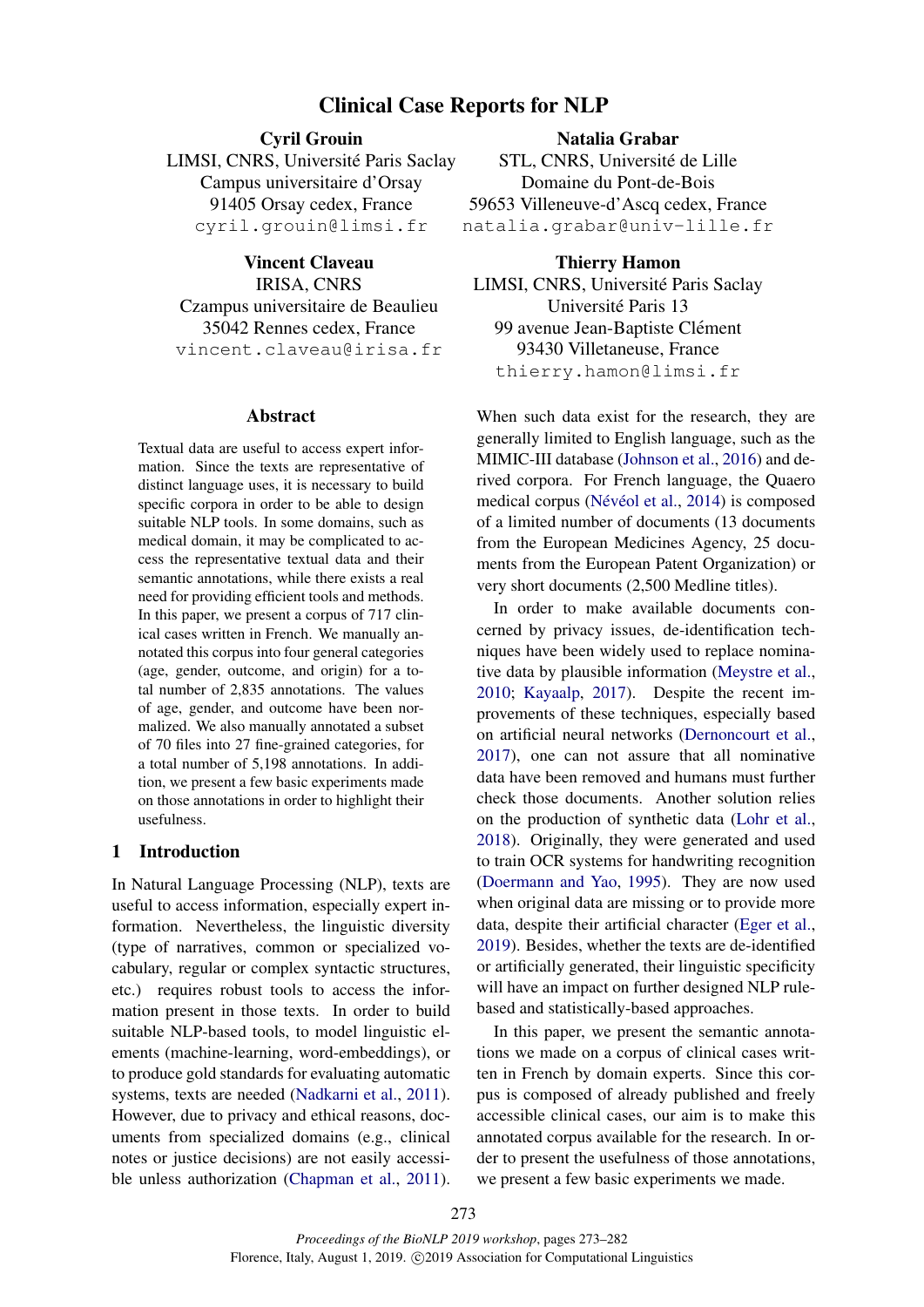# Clinical Case Reports for NLP

**Cyril Grouin**
LIMSI, CNRS, Université Paris Saclay
Campus universitaire d'Orsay
91405 Orsay cedex, France
cyril.grouin@limsi.fr

**Natalia Grabar**
STL, CNRS, Université de Lille
Domaine du Pont-de-Bois
59653 Villeneuve-d'Ascq cedex, France
natalia.grabar@univ-lille.fr

**Vincent Claveau**
IRISA, CNRS
Czampus universitaire de Beaulieu
35042 Rennes cedex, France
vincent.claveau@irisa.fr

**Thierry Hamon**
LIMSI, CNRS, Université Paris Saclay
Université Paris 13
99 avenue Jean-Baptiste Clément
93430 Villetaneuse, France
thierry.hamon@limsi.fr

## Abstract

Textual data are useful to access expert information. Since the texts are representative of distinct language uses, it is necessary to build specific corpora in order to be able to design suitable NLP tools. In some domains, such as medical domain, it may be complicated to access the representative textual data and their semantic annotations, while there exists a real need for providing efficient tools and methods. In this paper, we present a corpus of 717 clinical cases written in French. We manually annotated this corpus into four general categories (age, gender, outcome, and origin) for a total number of 2,835 annotations. The values of age, gender, and outcome have been normalized. We also manually annotated a subset of 70 files into 27 fine-grained categories, for a total number of 5,198 annotations. In addition, we present a few basic experiments made on those annotations in order to highlight their usefulness.

## 1 Introduction

In Natural Language Processing (NLP), texts are useful to access information, especially expert information. Nevertheless, the linguistic diversity (type of narratives, common or specialized vocabulary, regular or complex syntactic structures, etc.) requires robust tools to access the information present in those texts. In order to build suitable NLP-based tools, to model linguistic elements (machine-learning, word-embeddings), or to produce gold standards for evaluating automatic systems, texts are needed (Nadkarni et al., 2011). However, due to privacy and ethical reasons, documents from specialized domains (e.g., clinical notes or justice decisions) are not easily accessible unless authorization (Chapman et al., 2011). When such data exist for the research, they are generally limited to English language, such as the MIMIC-III database (Johnson et al., 2016) and derived corpora. For French language, the Quaero medical corpus (Névéol et al., 2014) is composed of a limited number of documents (13 documents from the European Medicines Agency, 25 documents from the European Patent Organization) or very short documents (2,500 Medline titles).

In order to make available documents concerned by privacy issues, de-identification techniques have been widely used to replace nominative data by plausible information (Meystre et al., 2010; Kayaalp, 2017). Despite the recent improvements of these techniques, especially based on artificial neural networks (Dernoncourt et al., 2017), one can not assure that all nominative data have been removed and humans must further check those documents. Another solution relies on the production of synthetic data (Lohr et al., 2018). Originally, they were generated and used to train OCR systems for handwriting recognition (Doermann and Yao, 1995). They are now used when original data are missing or to provide more data, despite their artificial character (Eger et al., 2019). Besides, whether the texts are de-identified or artificially generated, their linguistic specificity will have an impact on further designed NLP rule-based and statistically-based approaches.

In this paper, we present the semantic annotations we made on a corpus of clinical cases written in French by domain experts. Since this corpus is composed of already published and freely accessible clinical cases, our aim is to make this annotated corpus available for the research. In order to present the usefulness of those annotations, we present a few basic experiments we made.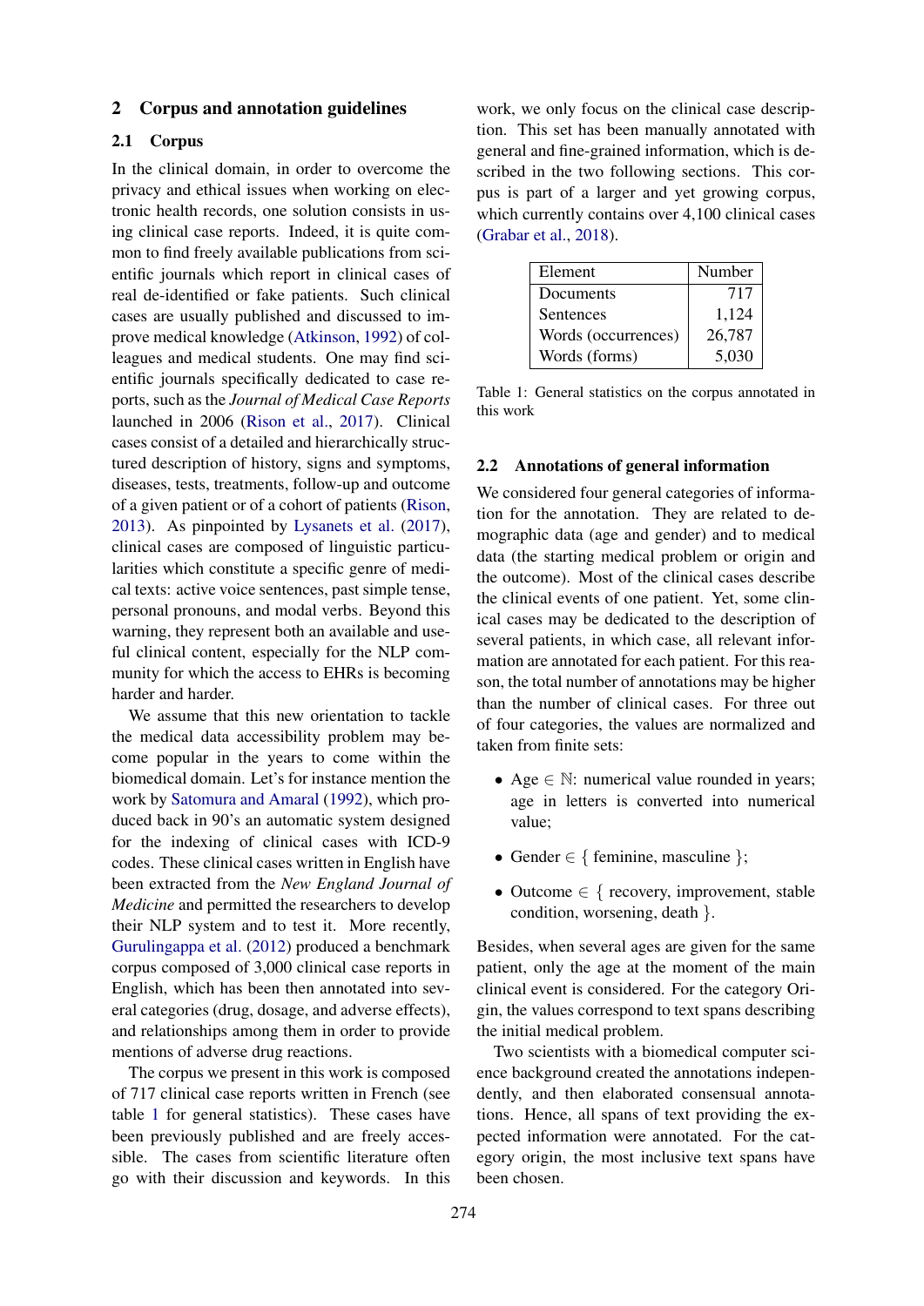## 2 Corpus and annotation guidelines

### 2.1 Corpus

In the clinical domain, in order to overcome the privacy and ethical issues when working on electronic health records, one solution consists in using clinical case reports. Indeed, it is quite common to find freely available publications from scientific journals which report in clinical cases of real de-identified or fake patients. Such clinical cases are usually published and discussed to improve medical knowledge (Atkinson, 1992) of colleagues and medical students. One may find scientific journals specifically dedicated to case reports, such as the *Journal of Medical Case Reports* launched in 2006 (Rison et al., 2017). Clinical cases consist of a detailed and hierarchically structured description of history, signs and symptoms, diseases, tests, treatments, follow-up and outcome of a given patient or of a cohort of patients (Rison, 2013). As pinpointed by Lysanets et al. (2017), clinical cases are composed of linguistic particularities which constitute a specific genre of medical texts: active voice sentences, past simple tense, personal pronouns, and modal verbs. Beyond this warning, they represent both an available and useful clinical content, especially for the NLP community for which the access to EHRs is becoming harder and harder.

We assume that this new orientation to tackle the medical data accessibility problem may become popular in the years to come within the biomedical domain. Let's for instance mention the work by Satomura and Amaral (1992), which produced back in 90's an automatic system designed for the indexing of clinical cases with ICD-9 codes. These clinical cases written in English have been extracted from the *New England Journal of Medicine* and permitted the researchers to develop their NLP system and to test it. More recently, Gurulingappa et al. (2012) produced a benchmark corpus composed of 3,000 clinical case reports in English, which has been then annotated into several categories (drug, dosage, and adverse effects), and relationships among them in order to provide mentions of adverse drug reactions.

The corpus we present in this work is composed of 717 clinical case reports written in French (see table 1 for general statistics). These cases have been previously published and are freely accessible. The cases from scientific literature often go with their discussion and keywords. In this work, we only focus on the clinical case description. This set has been manually annotated with general and fine-grained information, which is described in the two following sections. This corpus is part of a larger and yet growing corpus, which currently contains over 4,100 clinical cases (Grabar et al., 2018).

| Element | Number |
|---|---|
| Documents | 717 |
| Sentences | 1,124 |
| Words (occurrences) | 26,787 |
| Words (forms) | 5,030 |

Table 1: General statistics on the corpus annotated in this work

### 2.2 Annotations of general information

We considered four general categories of information for the annotation. They are related to demographic data (age and gender) and to medical data (the starting medical problem or origin and the outcome). Most of the clinical cases describe the clinical events of one patient. Yet, some clinical cases may be dedicated to the description of several patients, in which case, all relevant information are annotated for each patient. For this reason, the total number of annotations may be higher than the number of clinical cases. For three out of four categories, the values are normalized and taken from finite sets:

- Age $\in \mathbb{N}$: numerical value rounded in years; age in letters is converted into numerical value;
- Gender $\in$ { feminine, masculine };
- Outcome $\in$ { recovery, improvement, stable condition, worsening, death }.

Besides, when several ages are given for the same patient, only the age at the moment of the main clinical event is considered. For the category Origin, the values correspond to text spans describing the initial medical problem.

Two scientists with a biomedical computer science background created the annotations independently, and then elaborated consensual annotations. Hence, all spans of text providing the expected information were annotated. For the category origin, the most inclusive text spans have been chosen.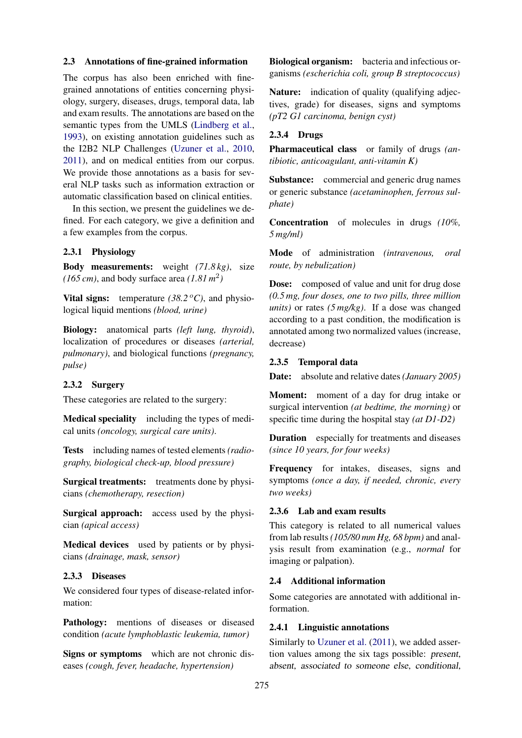### 2.3 Annotations of fine-grained information

The corpus has also been enriched with fine-grained annotations of entities concerning physiology, surgery, diseases, drugs, temporal data, lab and exam results. The annotations are based on the semantic types from the UMLS (Lindberg et al., 1993), on existing annotation guidelines such as the I2B2 NLP Challenges (Uzuner et al., 2010, 2011), and on medical entities from our corpus. We provide those annotations as a basis for several NLP tasks such as information extraction or automatic classification based on clinical entities.

In this section, we present the guidelines we defined. For each category, we give a definition and a few examples from the corpus.

#### 2.3.1 Physiology

**Body measurements:** weight *(71.8 kg)*, size *(165 cm)*, and body surface area *(1.81 m$^2$)*

**Vital signs:** temperature *(38.2 $^o$C)*, and physiological liquid mentions *(blood, urine)*

**Biology:** anatomical parts *(left lung, thyroid)*, localization of procedures or diseases *(arterial, pulmonary)*, and biological functions *(pregnancy, pulse)*

#### 2.3.2 Surgery

These categories are related to the surgery:

**Medical speciality** including the types of medical units *(oncology, surgical care units)*.

**Tests** including names of tested elements *(radiography, biological check-up, blood pressure)*

**Surgical treatments:** treatments done by physicians *(chemotherapy, resection)*

**Surgical approach:** access used by the physician *(apical access)*

**Medical devices** used by patients or by physicians *(drainage, mask, sensor)*

#### 2.3.3 Diseases

We considered four types of disease-related information:

**Pathology:** mentions of diseases or diseased condition *(acute lymphoblastic leukemia, tumor)*

**Signs or symptoms** which are not chronic diseases *(cough, fever, headache, hypertension)*

**Biological organism:** bacteria and infectious organisms *(escherichia coli, group B streptococcus)*

**Nature:** indication of quality (qualifying adjectives, grade) for diseases, signs and symptoms *(pT2 G1 carcinoma, benign cyst)*

#### 2.3.4 Drugs

**Pharmaceutical class** or family of drugs *(antibiotic, anticoagulant, anti-vitamin K)*

**Substance:** commercial and generic drug names or generic substance *(acetaminophen, ferrous sulphate)*

**Concentration** of molecules in drugs *(10%, 5 mg/ml)*

**Mode** of administration *(intravenous, oral route, by nebulization)*

**Dose:** composed of value and unit for drug dose *(0.5 mg, four doses, one to two pills, three million units)* or rates *(5 mg/kg)*. If a dose was changed according to a past condition, the modification is annotated among two normalized values (increase, decrease)

#### 2.3.5 Temporal data

**Date:** absolute and relative dates *(January 2005)*

**Moment:** moment of a day for drug intake or surgical intervention *(at bedtime, the morning)* or specific time during the hospital stay *(at D1-D2)*

**Duration** especially for treatments and diseases *(since 10 years, for four weeks)*

**Frequency** for intakes, diseases, signs and symptoms *(once a day, if needed, chronic, every two weeks)*

#### 2.3.6 Lab and exam results

This category is related to all numerical values from lab results *(105/80 mm Hg, 68 bpm)* and analysis result from examination (e.g., *normal* for imaging or palpation).

### 2.4 Additional information

Some categories are annotated with additional information.

#### 2.4.1 Linguistic annotations

Similarly to Uzuner et al. (2011), we added assertion values among the six tags possible: present, absent, associated to someone else, conditional,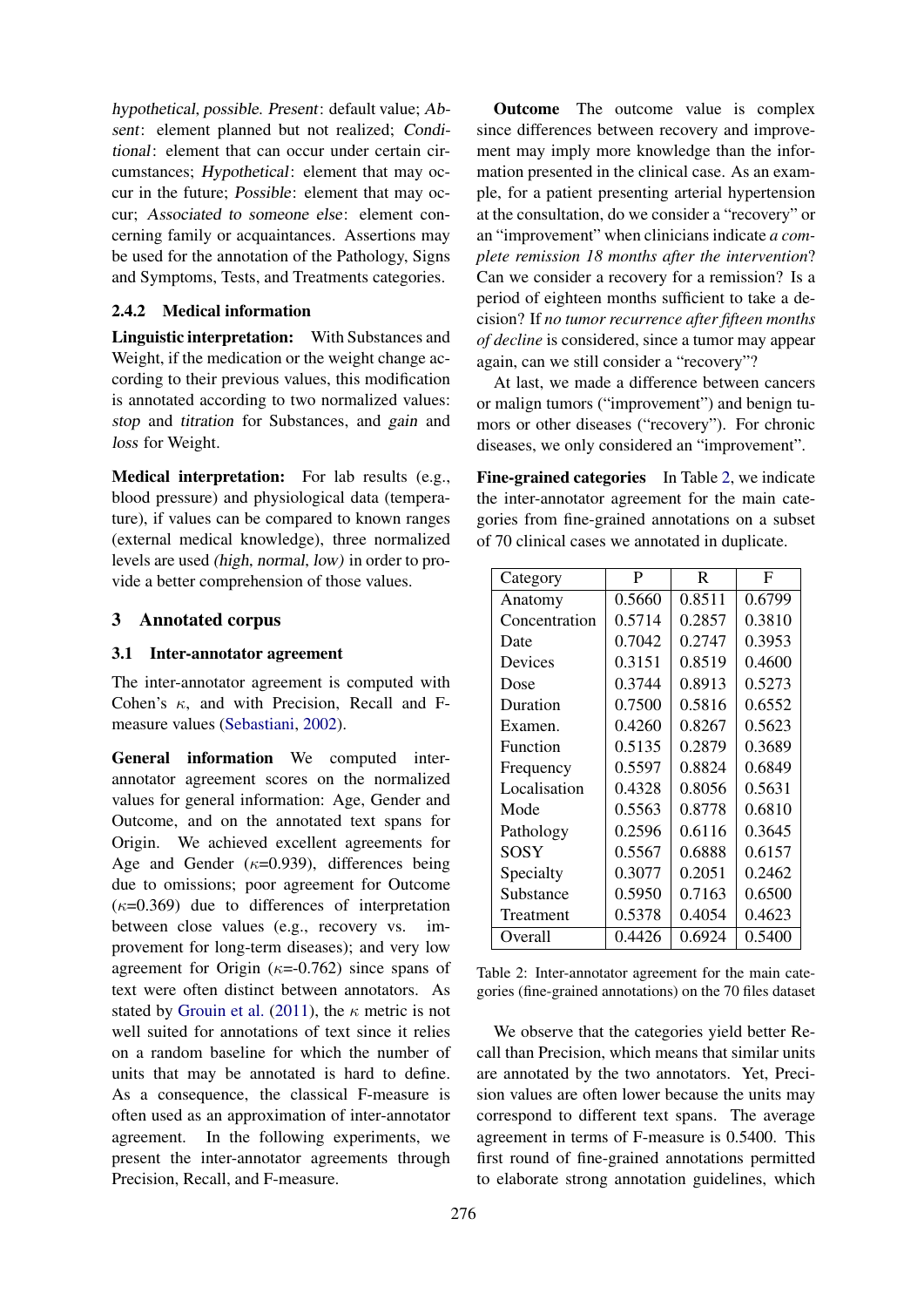*hypothetical*, *possible*. *Present*: default value; *Absent*: element planned but not realized; *Conditional*: element that can occur under certain circumstances; *Hypothetical*: element that may occur in the future; *Possible*: element that may occur; *Associated to someone else*: element concerning family or acquaintances. Assertions may be used for the annotation of the Pathology, Signs and Symptoms, Tests, and Treatments categories.

### 2.4.2 Medical information

**Linguistic interpretation:** With Substances and Weight, if the medication or the weight change according to their previous values, this modification is annotated according to two normalized values: *stop* and *titration* for Substances, and *gain* and *loss* for Weight.

**Medical interpretation:** For lab results (e.g., blood pressure) and physiological data (temperature), if values can be compared to known ranges (external medical knowledge), three normalized levels are used *(high, normal, low)* in order to provide a better comprehension of those values.

## 3 Annotated corpus

### 3.1 Inter-annotator agreement

The inter-annotator agreement is computed with Cohen's $\kappa$, and with Precision, Recall and F-measure values (Sebastiani, 2002).

**General information** We computed inter-annotator agreement scores on the normalized values for general information: Age, Gender and Outcome, and on the annotated text spans for Origin. We achieved excellent agreements for Age and Gender ($\kappa$=0.939), differences being due to omissions; poor agreement for Outcome ($\kappa$=0.369) due to differences of interpretation between close values (e.g., recovery vs. improvement for long-term diseases); and very low agreement for Origin ($\kappa$=-0.762) since spans of text were often distinct between annotators. As stated by Grouin et al. (2011), the $\kappa$ metric is not well suited for annotations of text since it relies on a random baseline for which the number of units that may be annotated is hard to define. As a consequence, the classical F-measure is often used as an approximation of inter-annotator agreement. In the following experiments, we present the inter-annotator agreements through Precision, Recall, and F-measure.

**Outcome** The outcome value is complex since differences between recovery and improvement may imply more knowledge than the information presented in the clinical case. As an example, for a patient presenting arterial hypertension at the consultation, do we consider a "recovery" or an "improvement" when clinicians indicate *a complete remission 18 months after the intervention*? Can we consider a recovery for a remission? Is a period of eighteen months sufficient to take a decision? If *no tumor recurrence after fifteen months of decline* is considered, since a tumor may appear again, can we still consider a "recovery"?

At last, we made a difference between cancers or malign tumors ("improvement") and benign tumors or other diseases ("recovery"). For chronic diseases, we only considered an "improvement".

**Fine-grained categories** In Table 2, we indicate the inter-annotator agreement for the main categories from fine-grained annotations on a subset of 70 clinical cases we annotated in duplicate.

| Category | P | R | F |
|---|---|---|---|
| Anatomy | 0.5660 | 0.8511 | 0.6799 |
| Concentration | 0.5714 | 0.2857 | 0.3810 |
| Date | 0.7042 | 0.2747 | 0.3953 |
| Devices | 0.3151 | 0.8519 | 0.4600 |
| Dose | 0.3744 | 0.8913 | 0.5273 |
| Duration | 0.7500 | 0.5816 | 0.6552 |
| Examen. | 0.4260 | 0.8267 | 0.5623 |
| Function | 0.5135 | 0.2879 | 0.3689 |
| Frequency | 0.5597 | 0.8824 | 0.6849 |
| Localisation | 0.4328 | 0.8056 | 0.5631 |
| Mode | 0.5563 | 0.8778 | 0.6810 |
| Pathology | 0.2596 | 0.6116 | 0.3645 |
| SOSY | 0.5567 | 0.6888 | 0.6157 |
| Specialty | 0.3077 | 0.2051 | 0.2462 |
| Substance | 0.5950 | 0.7163 | 0.6500 |
| Treatment | 0.5378 | 0.4054 | 0.4623 |
| Overall | 0.4426 | 0.6924 | 0.5400 |

Table 2: Inter-annotator agreement for the main categories (fine-grained annotations) on the 70 files dataset

We observe that the categories yield better Recall than Precision, which means that similar units are annotated by the two annotators. Yet, Precision values are often lower because the units may correspond to different text spans. The average agreement in terms of F-measure is 0.5400. This first round of fine-grained annotations permitted to elaborate strong annotation guidelines, which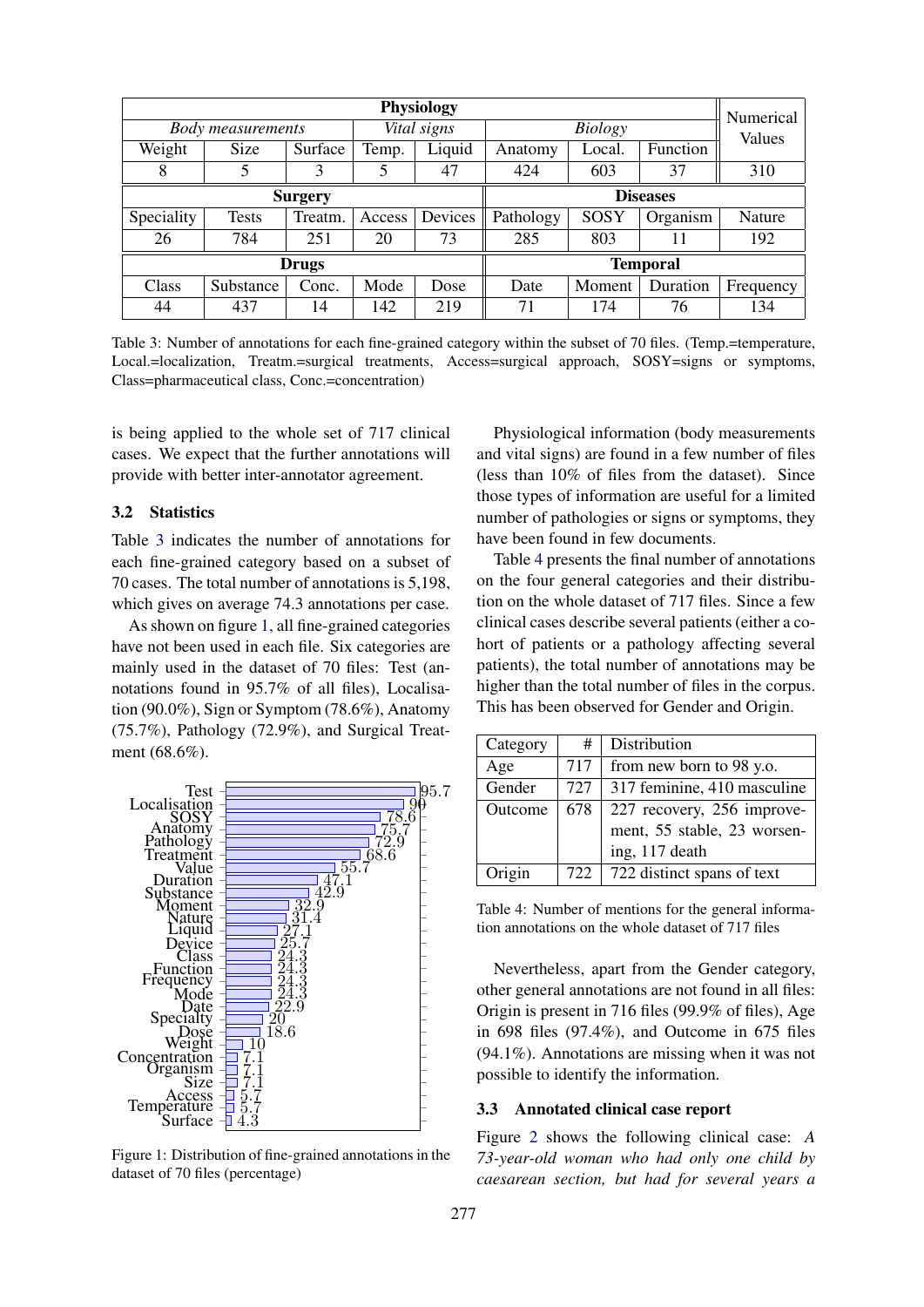| Physiology | | | | | | | | Numerical Values |
|---|---|---|---|---|---|---|---|---|
| *Body measurements* | | | *Vital signs* | | *Biology* | | | |
| Weight | Size | Surface | Temp. | Liquid | Anatomy | Local. | Function | |
| 8 | 5 | 3 | 5 | 47 | 424 | 603 | 37 | 310 |
| **Surgery** | | | | | **Diseases** | | | |
| Speciality | Tests | Treatm. | Access | Devices | Pathology | SOSY | Organism | Nature |
| 26 | 784 | 251 | 20 | 73 | 285 | 803 | 11 | 192 |
| **Drugs** | | | | | **Temporal** | | | |
| Class | Substance | Conc. | Mode | Dose | Date | Moment | Duration | Frequency |
| 44 | 437 | 14 | 142 | 219 | 71 | 174 | 76 | 134 |

Table 3: Number of annotations for each fine-grained category within the subset of 70 files. (Temp.=temperature, Local.=localization, Treatm.=surgical treatments, Access=surgical approach, SOSY=signs or symptoms, Class=pharmaceutical class, Conc.=concentration)

is being applied to the whole set of 717 clinical cases. We expect that the further annotations will provide with better inter-annotator agreement.

### 3.2 Statistics

Table 3 indicates the number of annotations for each fine-grained category based on a subset of 70 cases. The total number of annotations is 5,198, which gives on average 74.3 annotations per case.

As shown on figure 1, all fine-grained categories have not been used in each file. Six categories are mainly used in the dataset of 70 files: Test (annotations found in 95.7% of all files), Localisation (90.0%), Sign or Symptom (78.6%), Anatomy (75.7%), Pathology (72.9%), and Surgical Treatment (68.6%).

| Category | % |
|---|---|
| Test | 95.7 |
| Localisation | 90 |
| SOSY | 78.6 |
| Anatomy | 75.7 |
| Pathology | 72.9 |
| Treatment | 68.6 |
| Value | 55.7 |
| Duration | 47.1 |
| Substance | 42.9 |
| Moment | 32.9 |
| Nature | 31.4 |
| Liquid | 27.1 |
| Device | 25.7 |
| Class | 24.3 |
| Function | 24.3 |
| Frequency | 24.3 |
| Mode | 24.3 |
| Date | 22.9 |
| Specialty | 20 |
| Dose | 18.6 |
| Weight | 10 |
| Concentration | 7.1 |
| Organism | 7.1 |
| Size | 7.1 |
| Access | 5.7 |
| Temperature | 5.7 |
| Surface | 4.3 |

Figure 1: Distribution of fine-grained annotations in the dataset of 70 files (percentage)

Physiological information (body measurements and vital signs) are found in a few number of files (less than 10% of files from the dataset). Since those types of information are useful for a limited number of pathologies or signs or symptoms, they have been found in few documents.

Table 4 presents the final number of annotations on the four general categories and their distribution on the whole dataset of 717 files. Since a few clinical cases describe several patients (either a cohort of patients or a pathology affecting several patients), the total number of annotations may be higher than the total number of files in the corpus. This has been observed for Gender and Origin.

| Category | # | Distribution |
|---|---|---|
| Age | 717 | from new born to 98 y.o. |
| Gender | 727 | 317 feminine, 410 masculine |
| Outcome | 678 | 227 recovery, 256 improvement, 55 stable, 23 worsening, 117 death |
| Origin | 722 | 722 distinct spans of text |

Table 4: Number of mentions for the general information annotations on the whole dataset of 717 files

Nevertheless, apart from the Gender category, other general annotations are not found in all files: Origin is present in 716 files (99.9% of files), Age in 698 files (97.4%), and Outcome in 675 files (94.1%). Annotations are missing when it was not possible to identify the information.

### 3.3 Annotated clinical case report

Figure 2 shows the following clinical case: *A 73-year-old woman who had only one child by caesarean section, but had for several years a*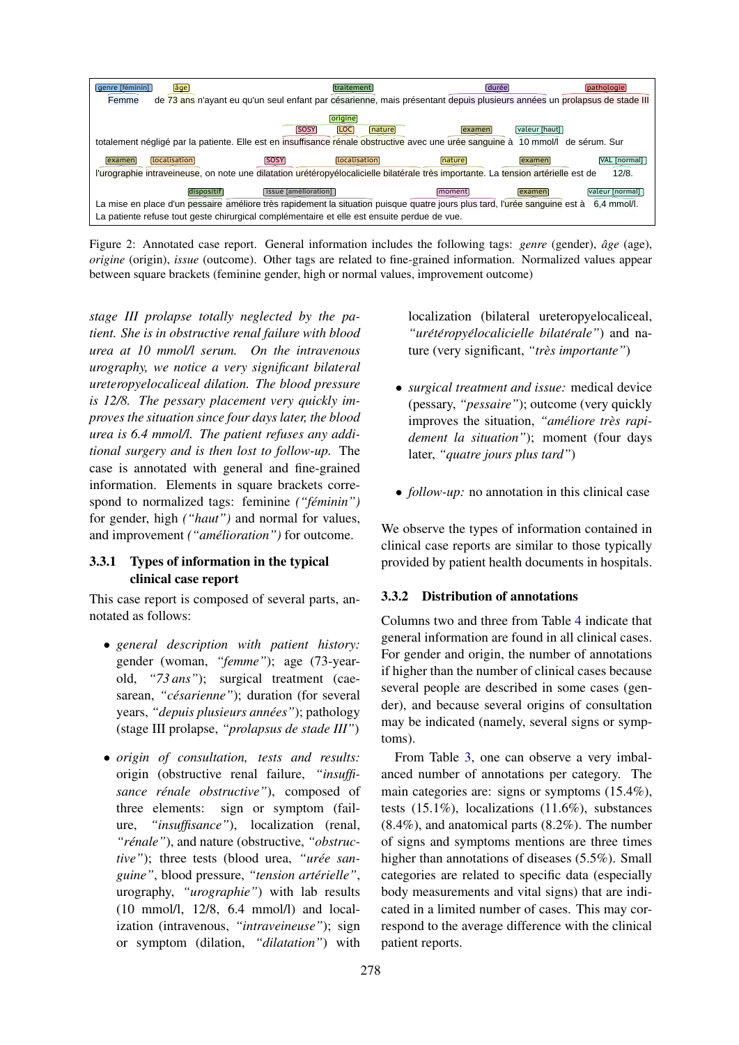genre [féminin] | âge | traitement | durée | pathologie

Femme de 73 ans n'ayant eu qu'un seul enfant par césarienne, mais présentant depuis plusieurs années un prolapsus de stade III

origine | SOSY | LOC | nature | examen | valeur [haut]

totalement négligé par la patiente. Elle est en insuffisance rénale obstructive avec une urée sanguine à 10 mmol/l de sérum. Sur

examen | localisation | SOSY | localisation | nature | examen | VAL [normal]

l'urographie intraveineuse, on note une dilatation urétéropyélocalicielle bilatérale très importante. La tension artérielle est de 12/8.

dispositif | issue [amélioration] | moment | examen | valeur [normal]

La mise en place d'un pessaire améliore très rapidement la situation puisque quatre jours plus tard, l'urée sanguine est à 6,4 mmol/l.
La patiente refuse tout geste chirurgical complémentaire et elle est ensuite perdue de vue.

Figure 2: Annotated case report. General information includes the following tags: *genre* (gender), *âge* (age), *origine* (origin), *issue* (outcome). Other tags are related to fine-grained information. Normalized values appear between square brackets (feminine gender, high or normal values, improvement outcome)

*stage III prolapse totally neglected by the patient. She is in obstructive renal failure with blood urea at 10 mmol/l serum. On the intravenous urography, we notice a very significant bilateral ureteropyelocaliceal dilation. The blood pressure is 12/8. The pessary placement very quickly improves the situation since four days later, the blood urea is 6.4 mmol/l. The patient refuses any additional surgery and is then lost to follow-up.* The case is annotated with general and fine-grained information. Elements in square brackets correspond to normalized tags: feminine *("féminin")* for gender, high *("haut")* and normal for values, and improvement *("amélioration")* for outcome.

### 3.3.1 Types of information in the typical clinical case report

This case report is composed of several parts, annotated as follows:

- *general description with patient history:* gender (woman, *"femme"*); age (73-year-old, *"73 ans"*); surgical treatment (caesarean, *"césarienne"*); duration (for several years, *"depuis plusieurs années"*); pathology (stage III prolapse, *"prolapsus de stade III"*)

- *origin of consultation, tests and results:* origin (obstructive renal failure, *"insuffisance rénale obstructive"*), composed of three elements: sign or symptom (failure, *"insuffisance"*), localization (renal, *"rénale"*), and nature (obstructive, *"obstructive"*); three tests (blood urea, *"urée sanguine"*, blood pressure, *"tension artérielle"*, urography, *"urographie"*) with lab results (10 mmol/l, 12/8, 6.4 mmol/l) and localization (intravenous, *"intraveineuse"*); sign or symptom (dilation, *"dilatation"*) with localization (bilateral ureteropyelocaliceal, *"urétéropyélocalicielle bilatérale"*) and nature (very significant, *"très importante"*)

- *surgical treatment and issue:* medical device (pessary, *"pessaire"*); outcome (very quickly improves the situation, *"améliore très rapidement la situation"*); moment (four days later, *"quatre jours plus tard"*)

- *follow-up:* no annotation in this clinical case

We observe the types of information contained in clinical case reports are similar to those typically provided by patient health documents in hospitals.

### 3.3.2 Distribution of annotations

Columns two and three from Table 4 indicate that general information are found in all clinical cases. For gender and origin, the number of annotations if higher than the number of clinical cases because several people are described in some cases (gender), and because several origins of consultation may be indicated (namely, several signs or symptoms).

From Table 3, one can observe a very imbalanced number of annotations per category. The main categories are: signs or symptoms (15.4%), tests (15.1%), localizations (11.6%), substances (8.4%), and anatomical parts (8.2%). The number of signs and symptoms mentions are three times higher than annotations of diseases (5.5%). Small categories are related to specific data (especially body measurements and vital signs) that are indicated in a limited number of cases. This may correspond to the average difference with the clinical patient reports.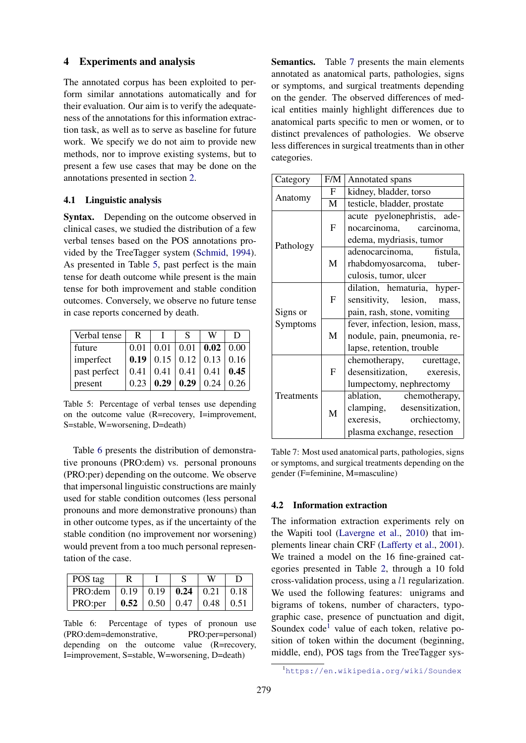## 4 Experiments and analysis

The annotated corpus has been exploited to perform similar annotations automatically and for their evaluation. Our aim is to verify the adequateness of the annotations for this information extraction task, as well as to serve as baseline for future work. We specify we do not aim to provide new methods, nor to improve existing systems, but to present a few use cases that may be done on the annotations presented in section 2.

### 4.1 Linguistic analysis

**Syntax.** Depending on the outcome observed in clinical cases, we studied the distribution of a few verbal tenses based on the POS annotations provided by the TreeTagger system (Schmid, 1994). As presented in Table 5, past perfect is the main tense for death outcome while present is the main tense for both improvement and stable condition outcomes. Conversely, we observe no future tense in case reports concerned by death.

| Verbal tense | R | I | S | W | D |
|---|---|---|---|---|---|
| future | 0.01 | 0.01 | 0.01 | **0.02** | 0.00 |
| imperfect | **0.19** | 0.15 | 0.12 | 0.13 | 0.16 |
| past perfect | 0.41 | 0.41 | 0.41 | 0.41 | **0.45** |
| present | 0.23 | **0.29** | **0.29** | 0.24 | 0.26 |

Table 5: Percentage of verbal tenses use depending on the outcome value (R=recovery, I=improvement, S=stable, W=worsening, D=death)

Table 6 presents the distribution of demonstrative pronouns (PRO:dem) vs. personal pronouns (PRO:per) depending on the outcome. We observe that impersonal linguistic constructions are mainly used for stable condition outcomes (less personal pronouns and more demonstrative pronouns) than in other outcome types, as if the uncertainty of the stable condition (no improvement nor worsening) would prevent from a too much personal representation of the case.

| POS tag | R | I | S | W | D |
|---|---|---|---|---|---|
| PRO:dem | 0.19 | 0.19 | **0.24** | 0.21 | 0.18 |
| PRO:per | **0.52** | 0.50 | 0.47 | 0.48 | 0.51 |

Table 6: Percentage of types of pronoun use (PRO:dem=demonstrative, PRO:per=personal) depending on the outcome value (R=recovery, I=improvement, S=stable, W=worsening, D=death)

**Semantics.** Table 7 presents the main elements annotated as anatomical parts, pathologies, signs or symptoms, and surgical treatments depending on the gender. The observed differences of medical entities mainly highlight differences due to anatomical parts specific to men or women, or to distinct prevalences of pathologies. We observe less differences in surgical treatments than in other categories.

| Category | F/M | Annotated spans |
|---|---|---|
| Anatomy | F | kidney, bladder, torso |
| | M | testicle, bladder, prostate |
| Pathology | F | acute pyelonephristis, adenocarcinoma, carcinoma, edema, mydriasis, tumor |
| | M | adenocarcinoma, fistula, rhabdomyosarcoma, tuberculosis, tumor, ulcer |
| Signs or Symptoms | F | dilation, hematuria, hypersensitivity, lesion, mass, pain, rash, stone, vomiting |
| | M | fever, infection, lesion, mass, nodule, pain, pneumonia, relapse, retention, trouble |
| Treatments | F | chemotherapy, curettage, desensitization, exeresis, lumpectomy, nephrectomy |
| | M | ablation, chemotherapy, clamping, desensitization, exeresis, orchiectomy, plasma exchange, resection |

Table 7: Most used anatomical parts, pathologies, signs or symptoms, and surgical treatments depending on the gender (F=feminine, M=masculine)

### 4.2 Information extraction

The information extraction experiments rely on the Wapiti tool (Lavergne et al., 2010) that implements linear chain CRF (Lafferty et al., 2001). We trained a model on the 16 fine-grained categories presented in Table 2, through a 10 fold cross-validation process, using a $l1$ regularization. We used the following features: unigrams and bigrams of tokens, number of characters, typographic case, presence of punctuation and digit, Soundex code[1] value of each token, relative position of token within the document (beginning, middle, end), POS tags from the TreeTagger sys-

[1] https://en.wikipedia.org/wiki/Soundex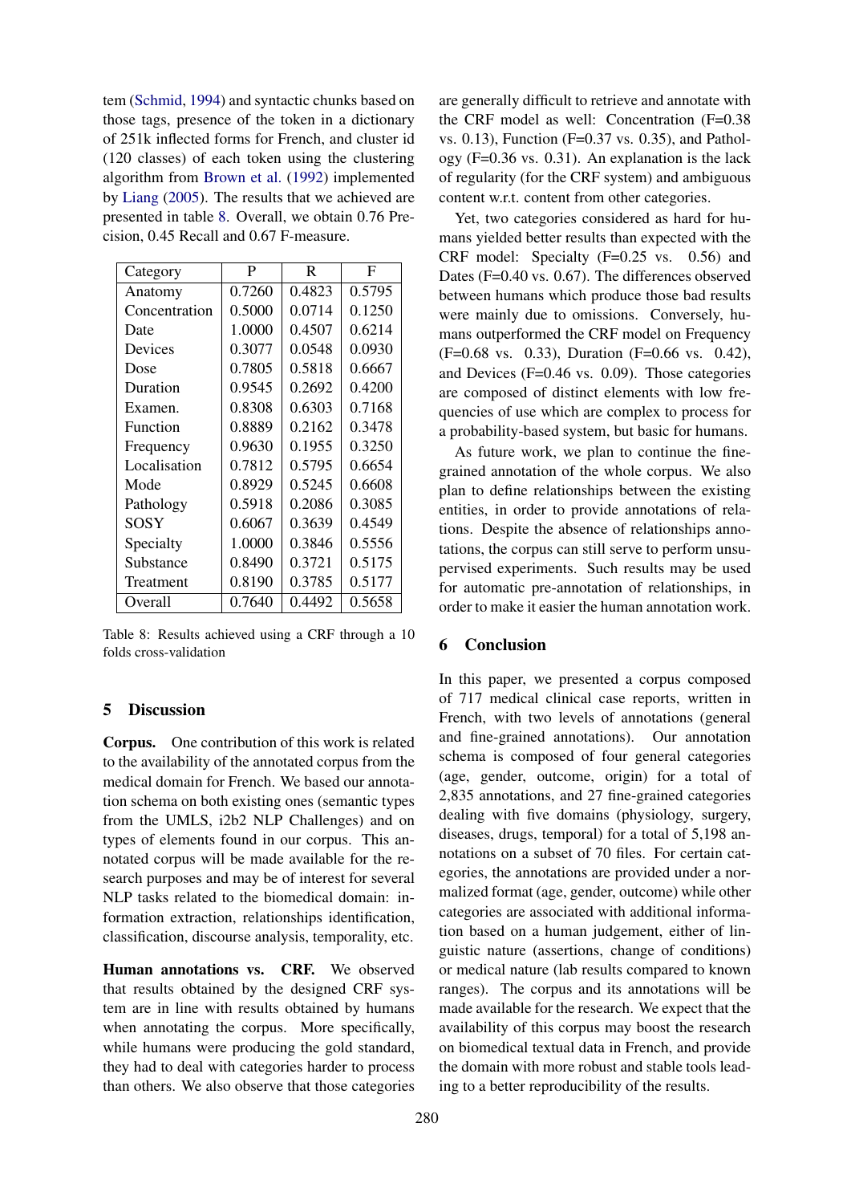tem (Schmid, 1994) and syntactic chunks based on those tags, presence of the token in a dictionary of 251k inflected forms for French, and cluster id (120 classes) of each token using the clustering algorithm from Brown et al. (1992) implemented by Liang (2005). The results that we achieved are presented in table 8. Overall, we obtain 0.76 Precision, 0.45 Recall and 0.67 F-measure.

| Category | P | R | F |
|---|---|---|---|
| Anatomy | 0.7260 | 0.4823 | 0.5795 |
| Concentration | 0.5000 | 0.0714 | 0.1250 |
| Date | 1.0000 | 0.4507 | 0.6214 |
| Devices | 0.3077 | 0.0548 | 0.0930 |
| Dose | 0.7805 | 0.5818 | 0.6667 |
| Duration | 0.9545 | 0.2692 | 0.4200 |
| Examen. | 0.8308 | 0.6303 | 0.7168 |
| Function | 0.8889 | 0.2162 | 0.3478 |
| Frequency | 0.9630 | 0.1955 | 0.3250 |
| Localisation | 0.7812 | 0.5795 | 0.6654 |
| Mode | 0.8929 | 0.5245 | 0.6608 |
| Pathology | 0.5918 | 0.2086 | 0.3085 |
| SOSY | 0.6067 | 0.3639 | 0.4549 |
| Specialty | 1.0000 | 0.3846 | 0.5556 |
| Substance | 0.8490 | 0.3721 | 0.5175 |
| Treatment | 0.8190 | 0.3785 | 0.5177 |
| Overall | 0.7640 | 0.4492 | 0.5658 |

Table 8: Results achieved using a CRF through a 10 folds cross-validation

## 5 Discussion

**Corpus.** One contribution of this work is related to the availability of the annotated corpus from the medical domain for French. We based our annotation schema on both existing ones (semantic types from the UMLS, i2b2 NLP Challenges) and on types of elements found in our corpus. This annotated corpus will be made available for the research purposes and may be of interest for several NLP tasks related to the biomedical domain: information extraction, relationships identification, classification, discourse analysis, temporality, etc.

**Human annotations vs. CRF.** We observed that results obtained by the designed CRF system are in line with results obtained by humans when annotating the corpus. More specifically, while humans were producing the gold standard, they had to deal with categories harder to process than others. We also observe that those categories are generally difficult to retrieve and annotate with the CRF model as well: Concentration (F=0.38 vs. 0.13), Function (F=0.37 vs. 0.35), and Pathology (F=0.36 vs. 0.31). An explanation is the lack of regularity (for the CRF system) and ambiguous content w.r.t. content from other categories.

Yet, two categories considered as hard for humans yielded better results than expected with the CRF model: Specialty (F=0.25 vs. 0.56) and Dates (F=0.40 vs. 0.67). The differences observed between humans which produce those bad results were mainly due to omissions. Conversely, humans outperformed the CRF model on Frequency (F=0.68 vs. 0.33), Duration (F=0.66 vs. 0.42), and Devices (F=0.46 vs. 0.09). Those categories are composed of distinct elements with low frequencies of use which are complex to process for a probability-based system, but basic for humans.

As future work, we plan to continue the fine-grained annotation of the whole corpus. We also plan to define relationships between the existing entities, in order to provide annotations of relations. Despite the absence of relationships annotations, the corpus can still serve to perform unsupervised experiments. Such results may be used for automatic pre-annotation of relationships, in order to make it easier the human annotation work.

## 6 Conclusion

In this paper, we presented a corpus composed of 717 medical clinical case reports, written in French, with two levels of annotations (general and fine-grained annotations). Our annotation schema is composed of four general categories (age, gender, outcome, origin) for a total of 2,835 annotations, and 27 fine-grained categories dealing with five domains (physiology, surgery, diseases, drugs, temporal) for a total of 5,198 annotations on a subset of 70 files. For certain categories, the annotations are provided under a normalized format (age, gender, outcome) while other categories are associated with additional information based on a human judgement, either of linguistic nature (assertions, change of conditions) or medical nature (lab results compared to known ranges). The corpus and its annotations will be made available for the research. We expect that the availability of this corpus may boost the research on biomedical textual data in French, and provide the domain with more robust and stable tools leading to a better reproducibility of the results.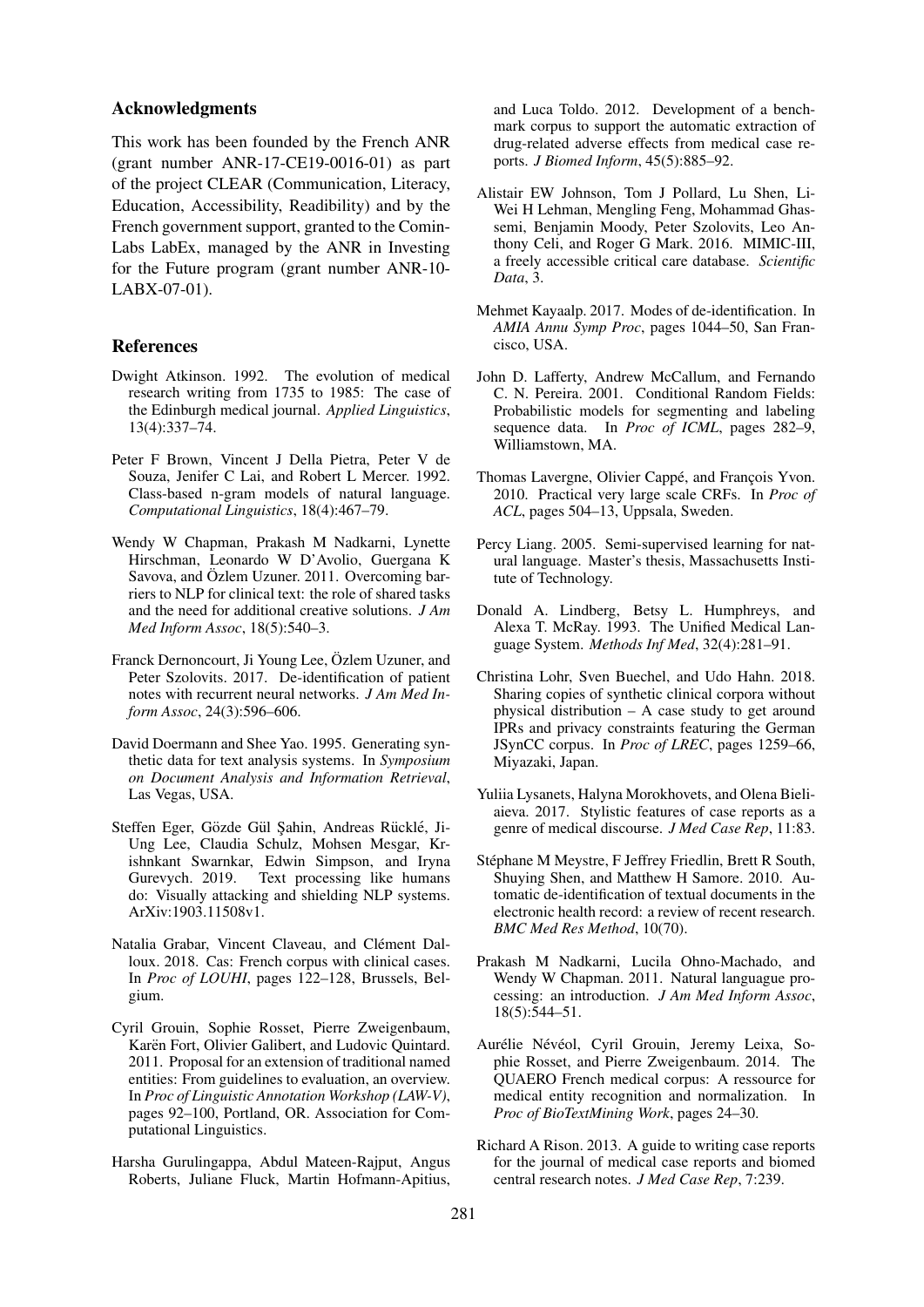## Acknowledgments

This work has been founded by the French ANR (grant number ANR-17-CE19-0016-01) as part of the project CLEAR (Communication, Literacy, Education, Accessibility, Readibility) and by the French government support, granted to the CominLabs LabEx, managed by the ANR in Investing for the Future program (grant number ANR-10-LABX-07-01).

## References

Dwight Atkinson. 1992. The evolution of medical research writing from 1735 to 1985: The case of the Edinburgh medical journal. *Applied Linguistics*, 13(4):337–74.

Peter F Brown, Vincent J Della Pietra, Peter V de Souza, Jenifer C Lai, and Robert L Mercer. 1992. Class-based n-gram models of natural language. *Computational Linguistics*, 18(4):467–79.

Wendy W Chapman, Prakash M Nadkarni, Lynette Hirschman, Leonardo W D'Avolio, Guergana K Savova, and Özlem Uzuner. 2011. Overcoming barriers to NLP for clinical text: the role of shared tasks and the need for additional creative solutions. *J Am Med Inform Assoc*, 18(5):540–3.

Franck Dernoncourt, Ji Young Lee, Özlem Uzuner, and Peter Szolovits. 2017. De-identification of patient notes with recurrent neural networks. *J Am Med Inform Assoc*, 24(3):596–606.

David Doermann and Shee Yao. 1995. Generating synthetic data for text analysis systems. In *Symposium on Document Analysis and Information Retrieval*, Las Vegas, USA.

Steffen Eger, Gözde Gül Şahin, Andreas Rücklé, Ji-Ung Lee, Claudia Schulz, Mohsen Mesgar, Krishnkant Swarnkar, Edwin Simpson, and Iryna Gurevych. 2019. Text processing like humans do: Visually attacking and shielding NLP systems. ArXiv:1903.11508v1.

Natalia Grabar, Vincent Claveau, and Clément Dalloux. 2018. Cas: French corpus with clinical cases. In *Proc of LOUHI*, pages 122–128, Brussels, Belgium.

Cyril Grouin, Sophie Rosset, Pierre Zweigenbaum, Karën Fort, Olivier Galibert, and Ludovic Quintard. 2011. Proposal for an extension of traditional named entities: From guidelines to evaluation, an overview. In *Proc of Linguistic Annotation Workshop (LAW-V)*, pages 92–100, Portland, OR. Association for Computational Linguistics.

Harsha Gurulingappa, Abdul Mateen-Rajput, Angus Roberts, Juliane Fluck, Martin Hofmann-Apitius, and Luca Toldo. 2012. Development of a benchmark corpus to support the automatic extraction of drug-related adverse effects from medical case reports. *J Biomed Inform*, 45(5):885–92.

Alistair EW Johnson, Tom J Pollard, Lu Shen, Li-Wei H Lehman, Mengling Feng, Mohammad Ghassemi, Benjamin Moody, Peter Szolovits, Leo Anthony Celi, and Roger G Mark. 2016. MIMIC-III, a freely accessible critical care database. *Scientific Data*, 3.

Mehmet Kayaalp. 2017. Modes of de-identification. In *AMIA Annu Symp Proc*, pages 1044–50, San Francisco, USA.

John D. Lafferty, Andrew McCallum, and Fernando C. N. Pereira. 2001. Conditional Random Fields: Probabilistic models for segmenting and labeling sequence data. In *Proc of ICML*, pages 282–9, Williamstown, MA.

Thomas Lavergne, Olivier Cappé, and François Yvon. 2010. Practical very large scale CRFs. In *Proc of ACL*, pages 504–13, Uppsala, Sweden.

Percy Liang. 2005. Semi-supervised learning for natural language. Master's thesis, Massachusetts Institute of Technology.

Donald A. Lindberg, Betsy L. Humphreys, and Alexa T. McRay. 1993. The Unified Medical Language System. *Methods Inf Med*, 32(4):281–91.

Christina Lohr, Sven Buechel, and Udo Hahn. 2018. Sharing copies of synthetic clinical corpora without physical distribution – A case study to get around IPRs and privacy constraints featuring the German JSynCC corpus. In *Proc of LREC*, pages 1259–66, Miyazaki, Japan.

Yuliia Lysanets, Halyna Morokhovets, and Olena Bieliaieva. 2017. Stylistic features of case reports as a genre of medical discourse. *J Med Case Rep*, 11:83.

Stéphane M Meystre, F Jeffrey Friedlin, Brett R South, Shuying Shen, and Matthew H Samore. 2010. Automatic de-identification of textual documents in the electronic health record: a review of recent research. *BMC Med Res Method*, 10(70).

Prakash M Nadkarni, Lucila Ohno-Machado, and Wendy W Chapman. 2011. Natural languague processing: an introduction. *J Am Med Inform Assoc*, 18(5):544–51.

Aurélie Névéol, Cyril Grouin, Jeremy Leixa, Sophie Rosset, and Pierre Zweigenbaum. 2014. The QUAERO French medical corpus: A ressource for medical entity recognition and normalization. In *Proc of BioTextMining Work*, pages 24–30.

Richard A Rison. 2013. A guide to writing case reports for the journal of medical case reports and biomed central research notes. *J Med Case Rep*, 7:239.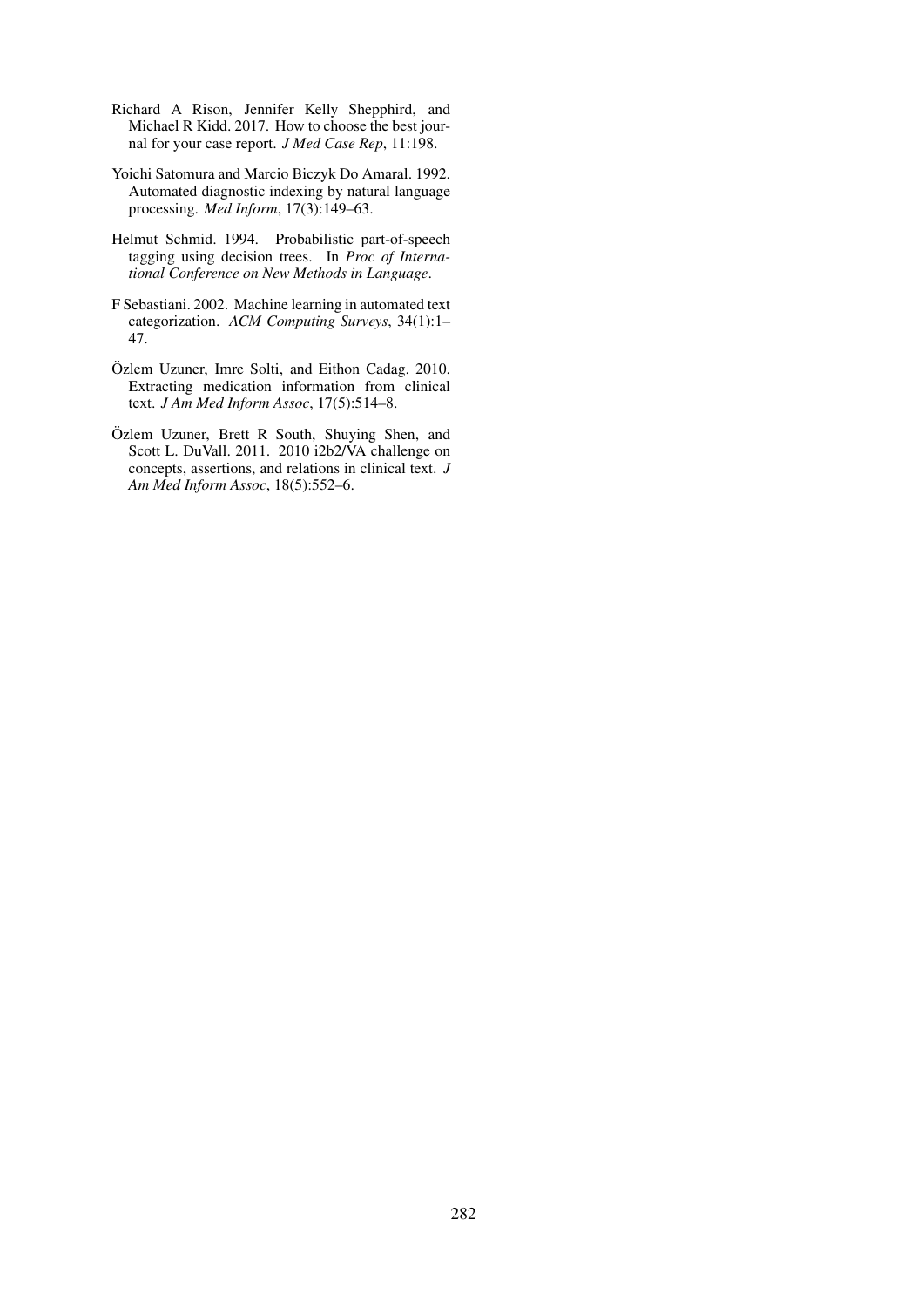Richard A Rison, Jennifer Kelly Shepphird, and Michael R Kidd. 2017. How to choose the best journal for your case report. *J Med Case Rep*, 11:198.

Yoichi Satomura and Marcio Biczyk Do Amaral. 1992. Automated diagnostic indexing by natural language processing. *Med Inform*, 17(3):149–63.

Helmut Schmid. 1994. Probabilistic part-of-speech tagging using decision trees. In *Proc of International Conference on New Methods in Language*.

F Sebastiani. 2002. Machine learning in automated text categorization. *ACM Computing Surveys*, 34(1):1–47.

Özlem Uzuner, Imre Solti, and Eithon Cadag. 2010. Extracting medication information from clinical text. *J Am Med Inform Assoc*, 17(5):514–8.

Özlem Uzuner, Brett R South, Shuying Shen, and Scott L. DuVall. 2011. 2010 i2b2/VA challenge on concepts, assertions, and relations in clinical text. *J Am Med Inform Assoc*, 18(5):552–6.